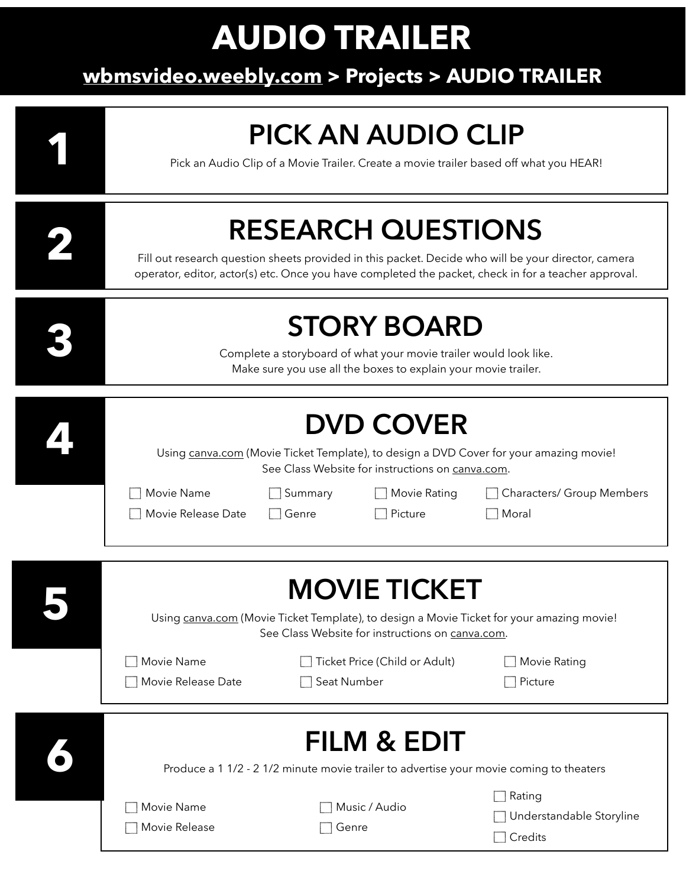# AUDIO TRAILER

**wbmsvideo.weebly.com > Projects > AUDIO TRAILER**

## 1 PICK AN AUDIO CLIP

Pick an Audio Clip of a Movie Trailer. Create a movie trailer based off what you HEAR!

## 2 RESEARCH QUESTIONS

Fill out research question sheets provided in this packet. Decide who will be your director, camera operator, editor, actor(s) etc. Once you have completed the packet, check in for a teacher approval.

## 3 STORY BOARD

Complete a storyboard of what your movie trailer would look like.
Make sure you use all the boxes to explain your movie trailer.

## 4 DVD COVER

Using canva.com (Movie Ticket Template), to design a DVD Cover for your amazing movie!
See Class Website for instructions on canva.com.

- ☐ Movie Name
- ☐ Summary
- ☐ Movie Rating
- ☐ Characters/ Group Members
- ☐ Movie Release Date
- ☐ Genre
- ☐ Picture
- ☐ Moral

## 5 MOVIE TICKET

Using canva.com (Movie Ticket Template), to design a Movie Ticket for your amazing movie!
See Class Website for instructions on canva.com.

- ☐ Movie Name
- ☐ Ticket Price (Child or Adult)
- ☐ Movie Rating
- ☐ Movie Release Date
- ☐ Seat Number
- ☐ Picture

## 6 FILM & EDIT

Produce a 1 1/2 - 2 1/2 minute movie trailer to advertise your movie coming to theaters

- ☐ Movie Name
- ☐ Music / Audio
- ☐ Rating
- ☐ Movie Release
- ☐ Genre
- ☐ Understandable Storyline
- ☐ Credits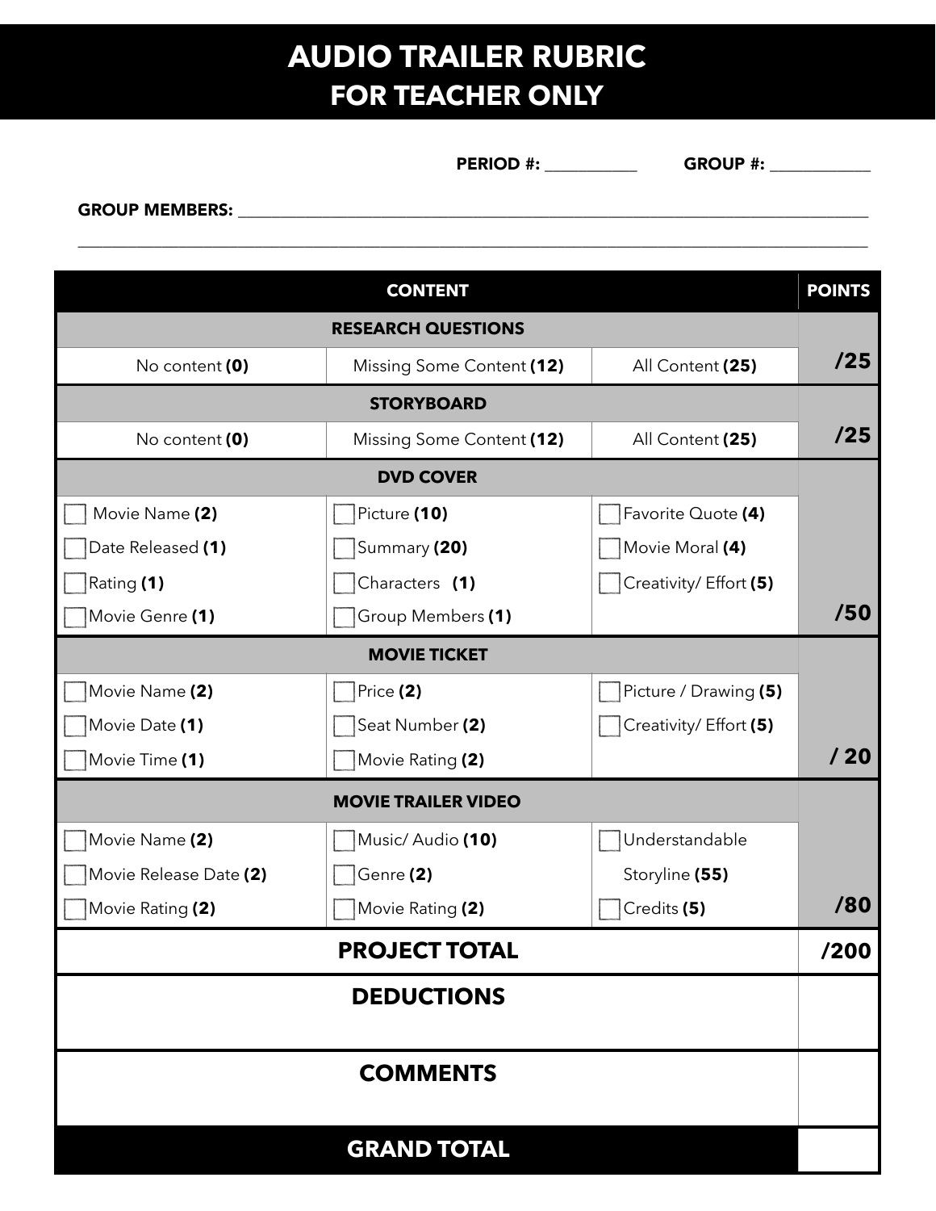# AUDIO TRAILER RUBRIC
## FOR TEACHER ONLY

**PERIOD #:** ___________ **GROUP #:** ____________

**GROUP MEMBERS:** ______________________________________________________________________________

______________________________________________________________________________________________

| CONTENT | | | POINTS |
|---|---|---|---|
| **RESEARCH QUESTIONS** | | | |
| No content **(0)** | Missing Some Content **(12)** | All Content **(25)** | **/25** |
| **STORYBOARD** | | | |
| No content **(0)** | Missing Some Content **(12)** | All Content **(25)** | **/25** |
| **DVD COVER** | | | |
| ☐ Movie Name **(2)** | ☐ Picture **(10)** | ☐ Favorite Quote **(4)** | |
| ☐ Date Released **(1)** | ☐ Summary **(20)** | ☐ Movie Moral **(4)** | |
| ☐ Rating **(1)** | ☐ Characters **(1)** | ☐ Creativity/ Effort **(5)** | |
| ☐ Movie Genre **(1)** | ☐ Group Members **(1)** | | **/50** |
| **MOVIE TICKET** | | | |
| ☐ Movie Name **(2)** | ☐ Price **(2)** | ☐ Picture / Drawing **(5)** | |
| ☐ Movie Date **(1)** | ☐ Seat Number **(2)** | ☐ Creativity/ Effort **(5)** | |
| ☐ Movie Time **(1)** | ☐ Movie Rating **(2)** | | **/ 20** |
| **MOVIE TRAILER VIDEO** | | | |
| ☐ Movie Name **(2)** | ☐ Music/ Audio **(10)** | ☐ Understandable Storyline **(55)** | |
| ☐ Movie Release Date **(2)** | ☐ Genre **(2)** | | |
| ☐ Movie Rating **(2)** | ☐ Movie Rating **(2)** | ☐ Credits **(5)** | **/80** |
| **PROJECT TOTAL** | | | **/200** |
| **DEDUCTIONS** | | | |
| **COMMENTS** | | | |
| **GRAND TOTAL** | | | |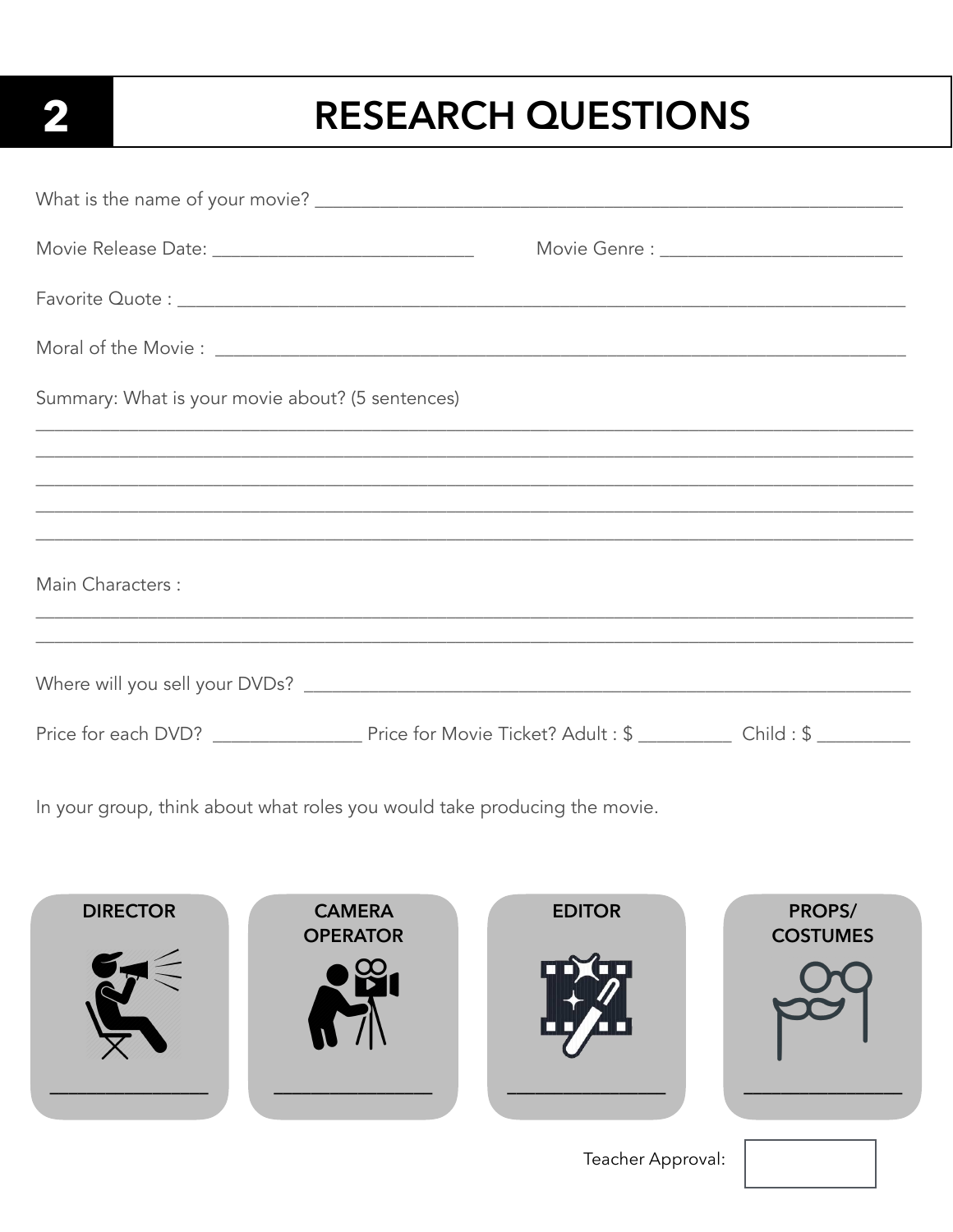# 2 RESEARCH QUESTIONS

What is the name of your movie? ______________________________________________________________

Movie Release Date: ___________________________ Movie Genre : _________________________

Favorite Quote : __________________________________________________________________________

Moral of the Movie : ______________________________________________________________________

Summary: What is your movie about? (5 sentences)

_____________________________________________________________________________________________

_____________________________________________________________________________________________

_____________________________________________________________________________________________

_____________________________________________________________________________________________

_____________________________________________________________________________________________

Main Characters :

_____________________________________________________________________________________________

_____________________________________________________________________________________________

Where will you sell your DVDs? _________________________________________________________________

Price for each DVD? _______________ Price for Movie Ticket? Adult : $ _________ Child : $ _________

In your group, think about what roles you would take producing the movie.

| DIRECTOR | CAMERA OPERATOR | EDITOR | PROPS/ COSTUMES |
| --- | --- | --- | --- |
| ________________ | ________________ | ________________ | ________________ |

Teacher Approval: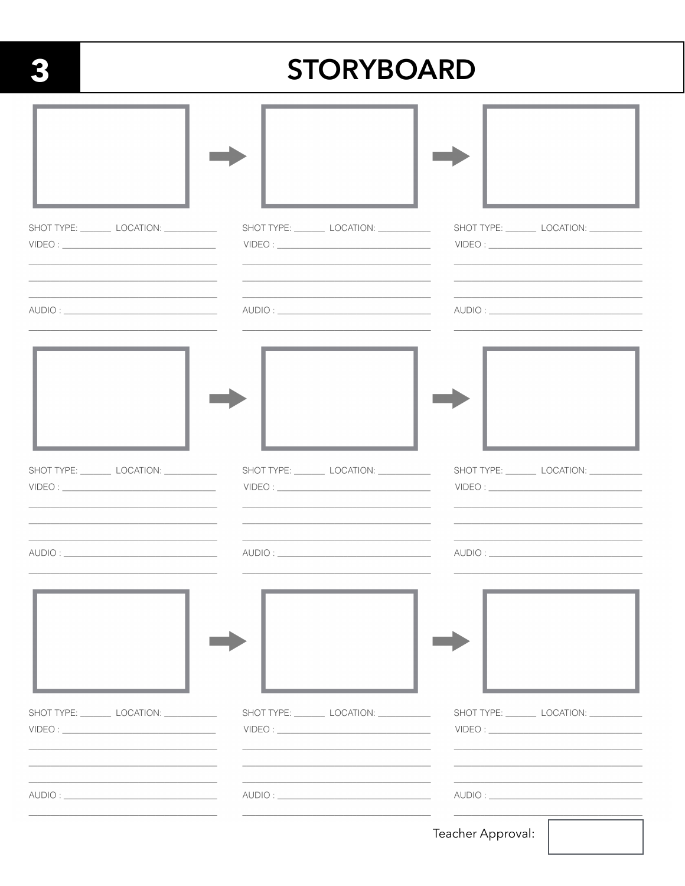# 3 STORYBOARD

SHOT TYPE: ______ LOCATION: __________
VIDEO : ______________________________
AUDIO : ______________________________

SHOT TYPE: ______ LOCATION: __________
VIDEO : ______________________________
AUDIO : ______________________________

SHOT TYPE: ______ LOCATION: __________
VIDEO : ______________________________
AUDIO : ______________________________

SHOT TYPE: ______ LOCATION: __________
VIDEO : ______________________________
AUDIO : ______________________________

SHOT TYPE: ______ LOCATION: __________
VIDEO : ______________________________
AUDIO : ______________________________

SHOT TYPE: ______ LOCATION: __________
VIDEO : ______________________________
AUDIO : ______________________________

SHOT TYPE: ______ LOCATION: __________
VIDEO : ______________________________
AUDIO : ______________________________

SHOT TYPE: ______ LOCATION: __________
VIDEO : ______________________________
AUDIO : ______________________________

SHOT TYPE: ______ LOCATION: __________
VIDEO : ______________________________
AUDIO : ______________________________

Teacher Approval: